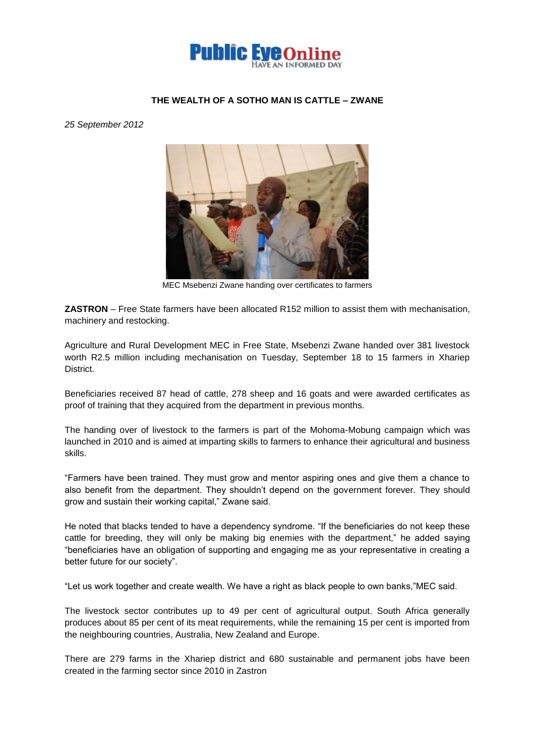**THE WEALTH OF A SOTHO MAN IS CATTLE – ZWANE**

*25 September 2012*

MEC Msebenzi Zwane handing over certificates to farmers

**ZASTRON** – Free State farmers have been allocated R152 million to assist them with mechanisation, machinery and restocking.

Agriculture and Rural Development MEC in Free State, Msebenzi Zwane handed over 381 livestock worth R2.5 million including mechanisation on Tuesday, September 18 to 15 farmers in Xhariep District.

Beneficiaries received 87 head of cattle, 278 sheep and 16 goats and were awarded certificates as proof of training that they acquired from the department in previous months.

The handing over of livestock to the farmers is part of the Mohoma-Mobung campaign which was launched in 2010 and is aimed at imparting skills to farmers to enhance their agricultural and business skills.

"Farmers have been trained. They must grow and mentor aspiring ones and give them a chance to also benefit from the department. They shouldn't depend on the government forever. They should grow and sustain their working capital," Zwane said.

He noted that blacks tended to have a dependency syndrome. "If the beneficiaries do not keep these cattle for breeding, they will only be making big enemies with the department," he added saying "beneficiaries have an obligation of supporting and engaging me as your representative in creating a better future for our society".

"Let us work together and create wealth. We have a right as black people to own banks,"MEC said.

The livestock sector contributes up to 49 per cent of agricultural output. South Africa generally produces about 85 per cent of its meat requirements, while the remaining 15 per cent is imported from the neighbouring countries, Australia, New Zealand and Europe.

There are 279 farms in the Xhariep district and 680 sustainable and permanent jobs have been created in the farming sector since 2010 in Zastron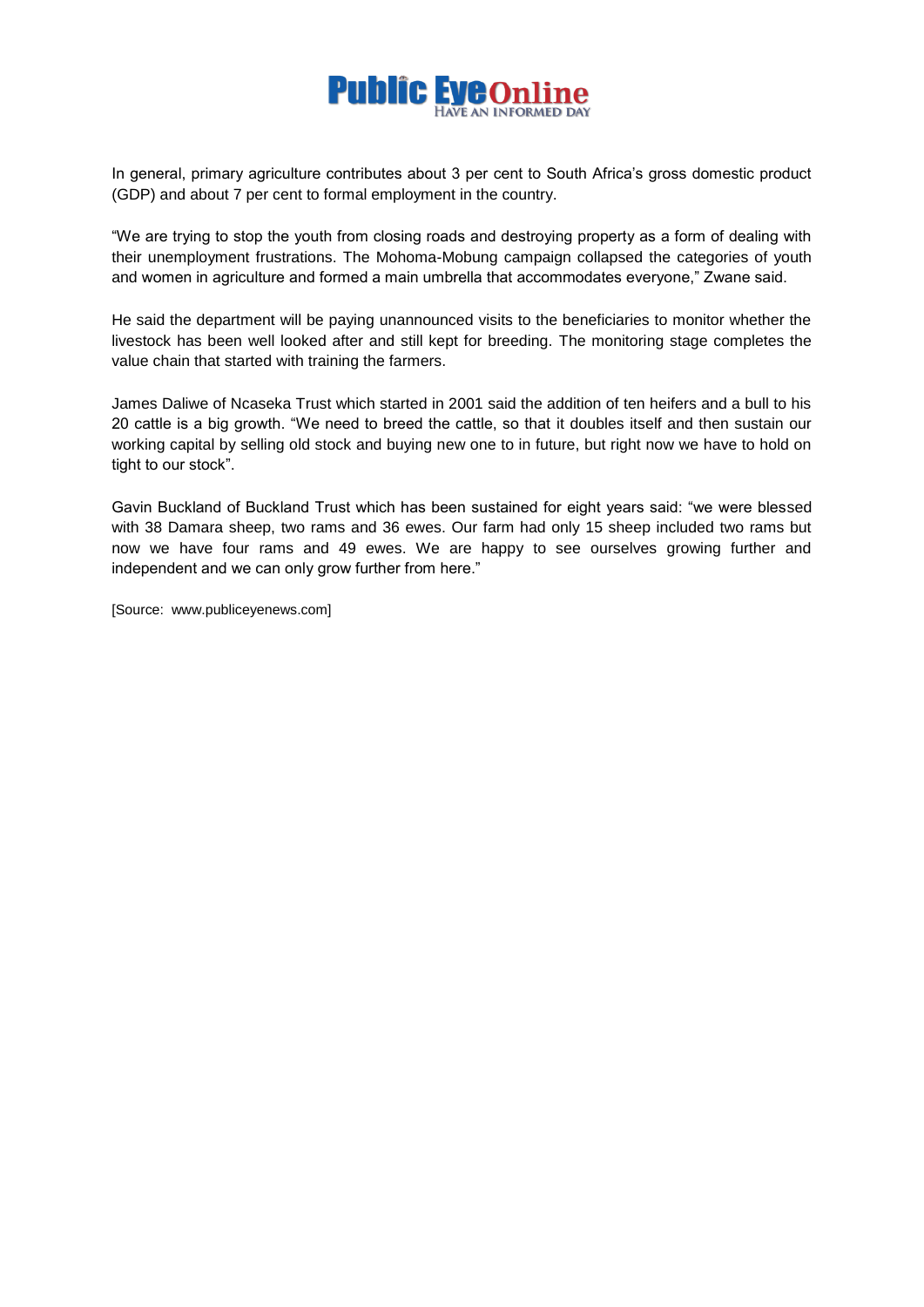In general, primary agriculture contributes about 3 per cent to South Africa's gross domestic product (GDP) and about 7 per cent to formal employment in the country.

"We are trying to stop the youth from closing roads and destroying property as a form of dealing with their unemployment frustrations. The Mohoma-Mobung campaign collapsed the categories of youth and women in agriculture and formed a main umbrella that accommodates everyone," Zwane said.

He said the department will be paying unannounced visits to the beneficiaries to monitor whether the livestock has been well looked after and still kept for breeding. The monitoring stage completes the value chain that started with training the farmers.

James Daliwe of Ncaseka Trust which started in 2001 said the addition of ten heifers and a bull to his 20 cattle is a big growth. "We need to breed the cattle, so that it doubles itself and then sustain our working capital by selling old stock and buying new one to in future, but right now we have to hold on tight to our stock".

Gavin Buckland of Buckland Trust which has been sustained for eight years said: "we were blessed with 38 Damara sheep, two rams and 36 ewes. Our farm had only 15 sheep included two rams but now we have four rams and 49 ewes. We are happy to see ourselves growing further and independent and we can only grow further from here."

[Source: www.publiceyenews.com]